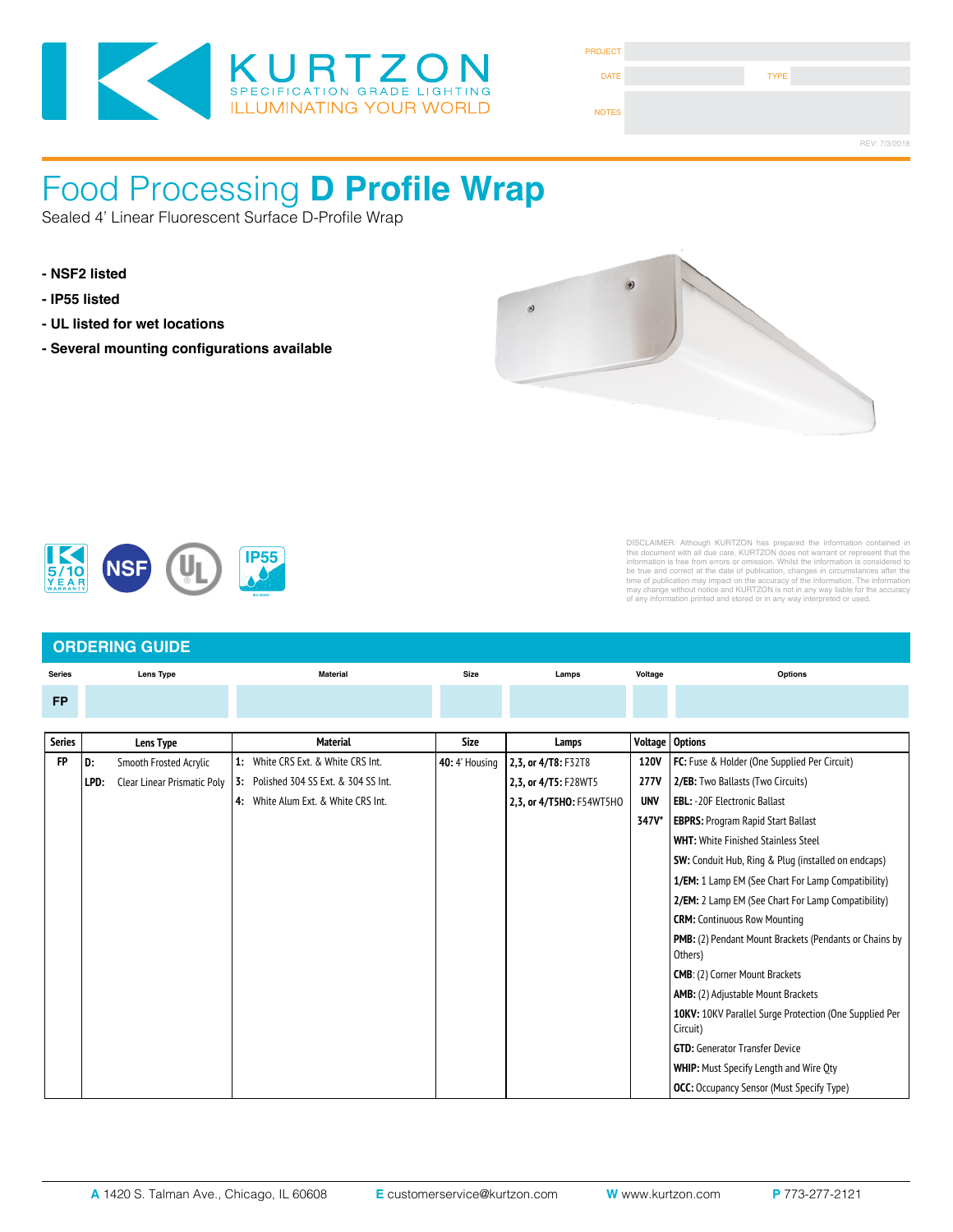KURTZON
SPECIFICATION GRADE LIGHTING
ILLUMINATING YOUR WORLD

PROJECT
DATE
TYPE
NOTES

REV: 7/3/2018

# Food Processing **D Profile Wrap**

Sealed 4' Linear Fluorescent Surface D-Profile Wrap

- **NSF2 listed**
- **IP55 listed**
- **UL listed for wet locations**
- **Several mounting configurations available**

5/10 YEAR WARRANTY | NSF | UL | IP55

DISCLAIMER: Although KURTZON has prepared the information contained in this document with all due care, KURTZON does not warrant or represent that the information is free from errors or omission. Whilst the information is considered to be true and correct at the date of publication, changes in circumstances after the time of publication may impact on the accuracy of the information. The information may change without notice and KURTZON is not in any way liable for the accuracy of any information printed and stored or in any way interpreted or used.

## ORDERING GUIDE

| Series | Lens Type | Material | Size | Lamps | Voltage | Options |
|---|---|---|---|---|---|---|
| FP | | | | | | |

| Series | Lens Type | Material | Size | Lamps | Voltage | Options |
|---|---|---|---|---|---|---|
| FP | **D:** Smooth Frosted Acrylic | **1:** White CRS Ext. & White CRS Int. | **40:** 4' Housing | **2,3, or 4/T8:** F32T8 | **120V** | **FC:** Fuse & Holder (One Supplied Per Circuit) |
| | **LPD:** Clear Linear Prismatic Poly | **3:** Polished 304 SS Ext. & 304 SS Int. | | **2,3, or 4/T5:** F28WT5 | **277V** | **2/EB:** Two Ballasts (Two Circuits) |
| | | **4:** White Alum Ext. & White CRS Int. | | **2,3, or 4/T5HO:** F54WT5HO | **UNV** | **EBL:** -20F Electronic Ballast |
| | | | | | **347V*** | **EBPRS:** Program Rapid Start Ballast |
| | | | | | | **WHT:** White Finished Stainless Steel |
| | | | | | | **SW:** Conduit Hub, Ring & Plug (installed on endcaps) |
| | | | | | | **1/EM:** 1 Lamp EM (See Chart For Lamp Compatibility) |
| | | | | | | **2/EM:** 2 Lamp EM (See Chart For Lamp Compatibility) |
| | | | | | | **CRM:** Continuous Row Mounting |
| | | | | | | **PMB:** (2) Pendant Mount Brackets (Pendants or Chains by Others) |
| | | | | | | **CMB:** (2) Corner Mount Brackets |
| | | | | | | **AMB:** (2) Adjustable Mount Brackets |
| | | | | | | **10KV:** 10KV Parallel Surge Protection (One Supplied Per Circuit) |
| | | | | | | **GTD:** Generator Transfer Device |
| | | | | | | **WHIP:** Must Specify Length and Wire Qty |
| | | | | | | **OCC:** Occupancy Sensor (Must Specify Type) |

**A** 1420 S. Talman Ave., Chicago, IL 60608 **E** customerservice@kurtzon.com **W** www.kurtzon.com **P** 773-277-2121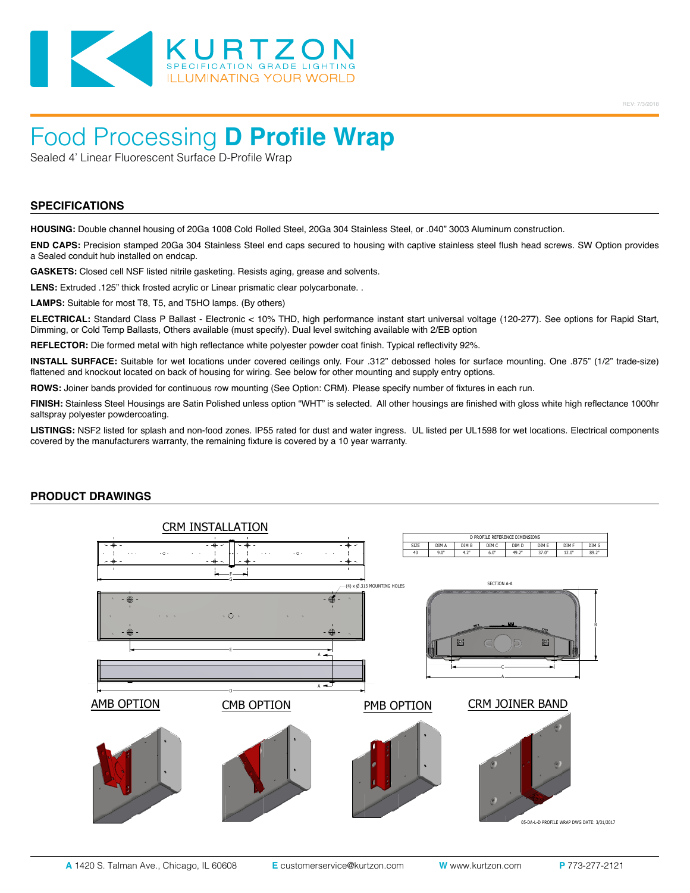# Food Processing **D Profile Wrap**

Sealed 4' Linear Fluorescent Surface D-Profile Wrap

## SPECIFICATIONS

**HOUSING:** Double channel housing of 20Ga 1008 Cold Rolled Steel, 20Ga 304 Stainless Steel, or .040" 3003 Aluminum construction.

**END CAPS:** Precision stamped 20Ga 304 Stainless Steel end caps secured to housing with captive stainless steel flush head screws. SW Option provides a Sealed conduit hub installed on endcap.

**GASKETS:** Closed cell NSF listed nitrile gasketing. Resists aging, grease and solvents.

**LENS:** Extruded .125" thick frosted acrylic or Linear prismatic clear polycarbonate. .

**LAMPS:** Suitable for most T8, T5, and T5HO lamps. (By others)

**ELECTRICAL:** Standard Class P Ballast - Electronic < 10% THD, high performance instant start universal voltage (120-277). See options for Rapid Start, Dimming, or Cold Temp Ballasts, Others available (must specify). Dual level switching available with 2/EB option

**REFLECTOR:** Die formed metal with high reflectance white polyester powder coat finish. Typical reflectivity 92%.

**INSTALL SURFACE:** Suitable for wet locations under covered ceilings only. Four .312" debossed holes for surface mounting. One .875" (1/2" trade-size) flattened and knockout located on back of housing for wiring. See below for other mounting and supply entry options.

**ROWS:** Joiner bands provided for continuous row mounting (See Option: CRM). Please specify number of fixtures in each run.

**FINISH:** Stainless Steel Housings are Satin Polished unless option "WHT" is selected. All other housings are finished with gloss white high reflectance 1000hr saltspray polyester powdercoating.

**LISTINGS:** NSF2 listed for splash and non-food zones. IP55 rated for dust and water ingress. UL listed per UL1598 for wet locations. Electrical components covered by the manufacturers warranty, the remaining fixture is covered by a 10 year warranty.

## PRODUCT DRAWINGS

CRM INSTALLATION

D PROFILE REFERENCE DIMENSIONS

| SIZE | DIM A | DIM B | DIM C | DIM D | DIM E | DIM F | DIM G |
|---|---|---|---|---|---|---|---|
| 40 | 9.0" | 4.2" | 6.0" | 49.2" | 37.0" | 12.0" | 89.2" |

(4) x Ø.313 MOUNTING HOLES

SECTION A-A

AMB OPTION

CMB OPTION

PMB OPTION

CRM JOINER BAND

05-DA-L-D PROFILE WRAP DWG DATE: 3/31/2017

**A** 1420 S. Talman Ave., Chicago, IL 60608 **E** customerservice@kurtzon.com **W** www.kurtzon.com **P** 773-277-2121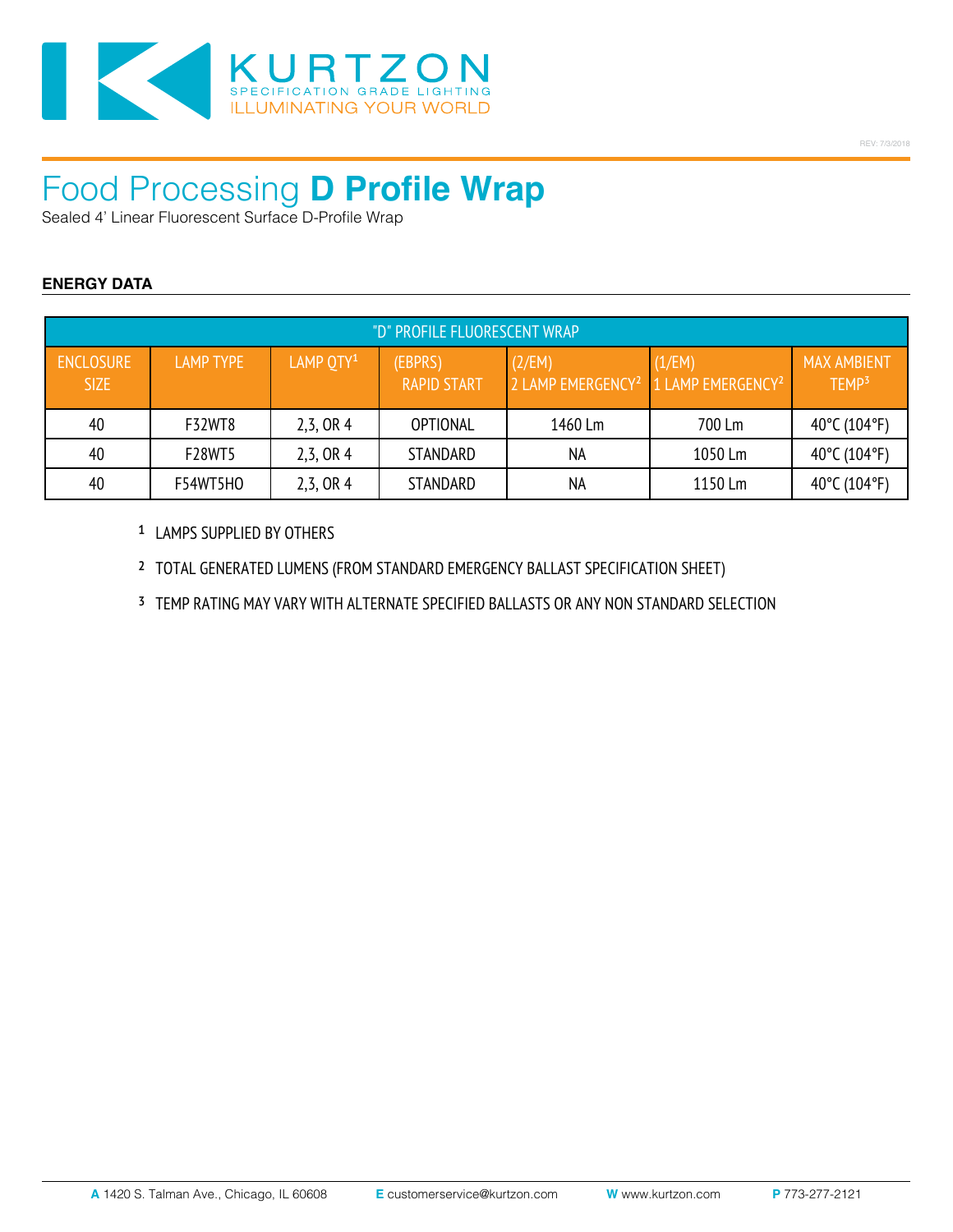KURTZON
SPECIFICATION GRADE LIGHTING
ILLUMINATING YOUR WORLD

REV: 7/3/2018

# Food Processing **D Profile Wrap**

Sealed 4' Linear Fluorescent Surface D-Profile Wrap

## ENERGY DATA

| "D" PROFILE FLUORESCENT WRAP | | | | | | |
|---|---|---|---|---|---|---|
| ENCLOSURE SIZE | LAMP TYPE | LAMP QTY[1] | (EBPRS) RAPID START | (2/EM) 2 LAMP EMERGENCY[2] | (1/EM) 1 LAMP EMERGENCY[2] | MAX AMBIENT TEMP[3] |
| 40 | F32WT8 | 2,3, OR 4 | OPTIONAL | 1460 Lm | 700 Lm | 40°C (104°F) |
| 40 | F28WT5 | 2,3, OR 4 | STANDARD | NA | 1050 Lm | 40°C (104°F) |
| 40 | F54WT5HO | 2,3, OR 4 | STANDARD | NA | 1150 Lm | 40°C (104°F) |

[1] LAMPS SUPPLIED BY OTHERS

[2] TOTAL GENERATED LUMENS (FROM STANDARD EMERGENCY BALLAST SPECIFICATION SHEET)

[3] TEMP RATING MAY VARY WITH ALTERNATE SPECIFIED BALLASTS OR ANY NON STANDARD SELECTION

**A** 1420 S. Talman Ave., Chicago, IL 60608 **E** customerservice@kurtzon.com **W** www.kurtzon.com **P** 773-277-2121